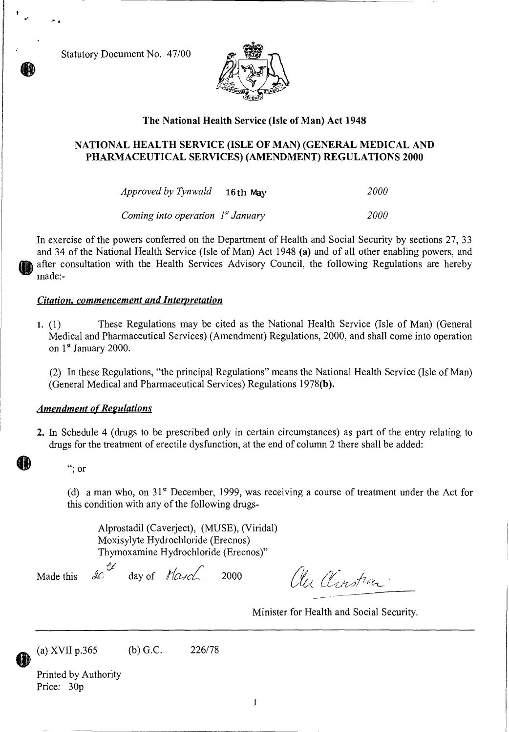Statutory Document No. 47/00

**The National Health Service (Isle of Man) Act 1948**

## NATIONAL HEALTH SERVICE (ISLE OF MAN) (GENERAL MEDICAL AND PHARMACEUTICAL SERVICES) (AMENDMENT) REGULATIONS 2000

*Approved by Tynwald* 16th May *2000*

*Coming into operation 1st January* *2000*

In exercise of the powers conferred on the Department of Health and Social Security by sections 27, 33 and 34 of the National Health Service (Isle of Man) Act 1948 **(a)** and of all other enabling powers, and after consultation with the Health Services Advisory Council, the following Regulations are hereby made:-

***Citation, commencement and Interpretation***

**1.** (1) These Regulations may be cited as the National Health Service (Isle of Man) (General Medical and Pharmaceutical Services) (Amendment) Regulations, 2000, and shall come into operation on 1st January 2000.

(2) In these Regulations, "the principal Regulations" means the National Health Service (Isle of Man) (General Medical and Pharmaceutical Services) Regulations 1978**(b).**

***Amendment of Regulations***

**2.** In Schedule 4 (drugs to be prescribed only in certain circumstances) as part of the entry relating to drugs for the treatment of erectile dysfunction, at the end of column 2 there shall be added:

"; or

(d) a man who, on 31st December, 1999, was receiving a course of treatment under the Act for this condition with any of the following drugs-

Alprostadil (Caverject), (MUSE), (Viridal)
Moxisylyte Hydrochloride (Erecnos)
Thymoxamine Hydrochloride (Erecnos)"

Made this 20th day of March 2000

Alex Christian

Minister for Health and Social Security.

---

(a) XVII p.365 (b) G.C. 226/78

Printed by Authority
Price: 30p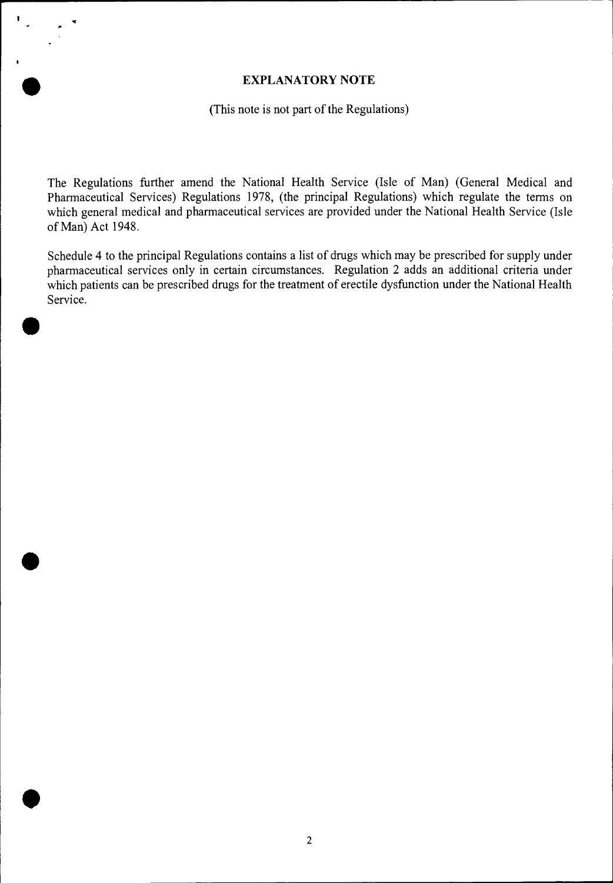## EXPLANATORY NOTE

(This note is not part of the Regulations)

The Regulations further amend the National Health Service (Isle of Man) (General Medical and Pharmaceutical Services) Regulations 1978, (the principal Regulations) which regulate the terms on which general medical and pharmaceutical services are provided under the National Health Service (Isle of Man) Act 1948.

Schedule 4 to the principal Regulations contains a list of drugs which may be prescribed for supply under pharmaceutical services only in certain circumstances. Regulation 2 adds an additional criteria under which patients can be prescribed drugs for the treatment of erectile dysfunction under the National Health Service.